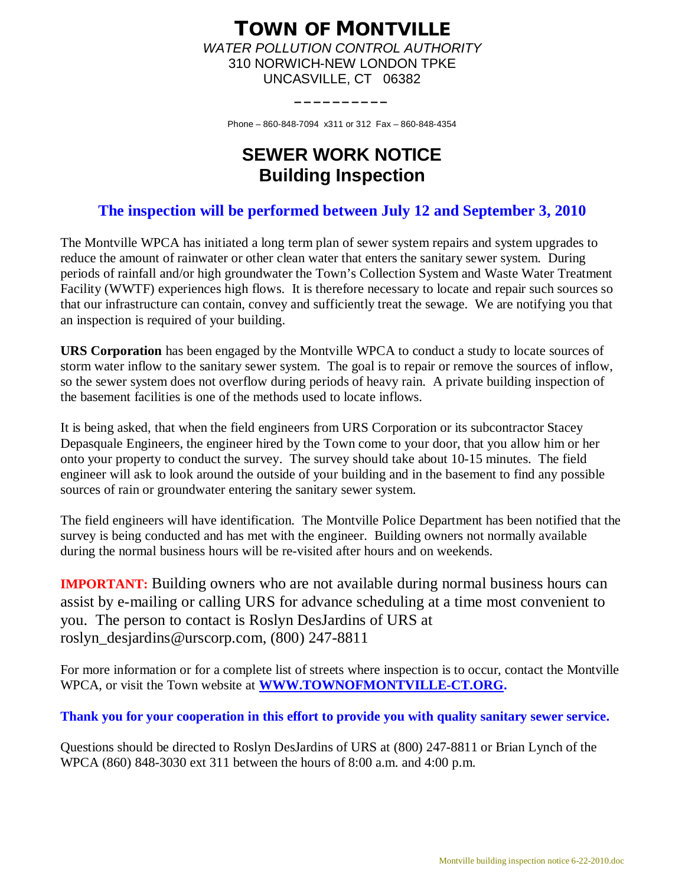# TOWN OF MONTVILLE

*WATER POLLUTION CONTROL AUTHORITY*
310 NORWICH-NEW LONDON TPKE
UNCASVILLE, CT 06382

Phone – 860-848-7094 x311 or 312 Fax – 860-848-4354

## SEWER WORK NOTICE
## Building Inspection

**The inspection will be performed between July 12 and September 3, 2010**

The Montville WPCA has initiated a long term plan of sewer system repairs and system upgrades to reduce the amount of rainwater or other clean water that enters the sanitary sewer system. During periods of rainfall and/or high groundwater the Town's Collection System and Waste Water Treatment Facility (WWTF) experiences high flows. It is therefore necessary to locate and repair such sources so that our infrastructure can contain, convey and sufficiently treat the sewage. We are notifying you that an inspection is required of your building.

**URS Corporation** has been engaged by the Montville WPCA to conduct a study to locate sources of storm water inflow to the sanitary sewer system. The goal is to repair or remove the sources of inflow, so the sewer system does not overflow during periods of heavy rain. A private building inspection of the basement facilities is one of the methods used to locate inflows.

It is being asked, that when the field engineers from URS Corporation or its subcontractor Stacey Depasquale Engineers, the engineer hired by the Town come to your door, that you allow him or her onto your property to conduct the survey. The survey should take about 10-15 minutes. The field engineer will ask to look around the outside of your building and in the basement to find any possible sources of rain or groundwater entering the sanitary sewer system.

The field engineers will have identification. The Montville Police Department has been notified that the survey is being conducted and has met with the engineer. Building owners not normally available during the normal business hours will be re-visited after hours and on weekends.

**IMPORTANT:** Building owners who are not available during normal business hours can assist by e-mailing or calling URS for advance scheduling at a time most convenient to you. The person to contact is Roslyn DesJardins of URS at roslyn_desjardins@urscorp.com, (800) 247-8811

For more information or for a complete list of streets where inspection is to occur, contact the Montville WPCA, or visit the Town website at **WWW.TOWNOFMONTVILLE-CT.ORG.**

**Thank you for your cooperation in this effort to provide you with quality sanitary sewer service.**

Questions should be directed to Roslyn DesJardins of URS at (800) 247-8811 or Brian Lynch of the WPCA (860) 848-3030 ext 311 between the hours of 8:00 a.m. and 4:00 p.m.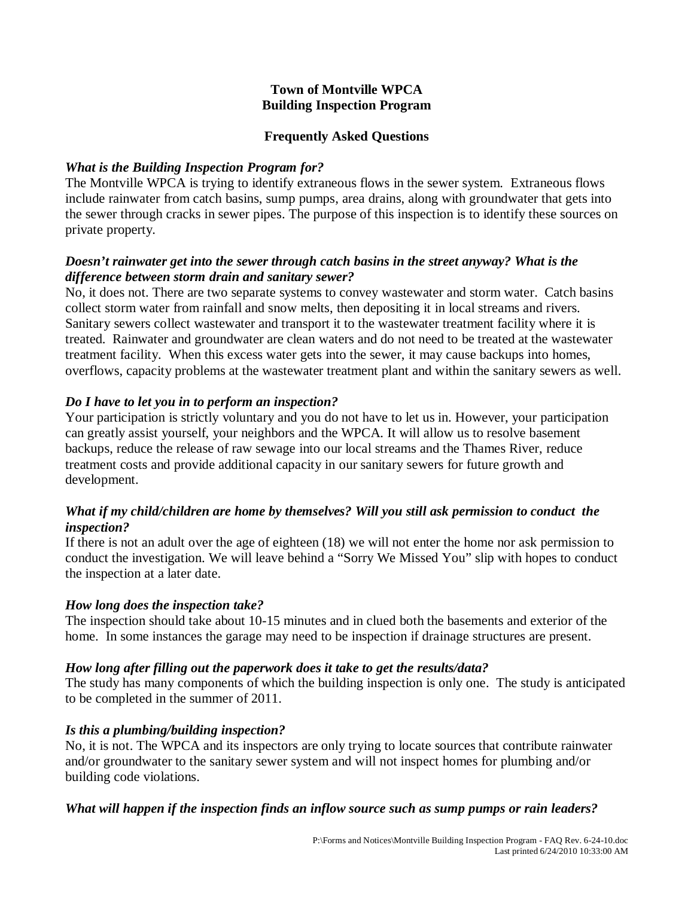**Town of Montville WPCA**
**Building Inspection Program**

**Frequently Asked Questions**

***What is the Building Inspection Program for?***

The Montville WPCA is trying to identify extraneous flows in the sewer system. Extraneous flows include rainwater from catch basins, sump pumps, area drains, along with groundwater that gets into the sewer through cracks in sewer pipes. The purpose of this inspection is to identify these sources on private property.

***Doesn't rainwater get into the sewer through catch basins in the street anyway? What is the difference between storm drain and sanitary sewer?***

No, it does not. There are two separate systems to convey wastewater and storm water. Catch basins collect storm water from rainfall and snow melts, then depositing it in local streams and rivers. Sanitary sewers collect wastewater and transport it to the wastewater treatment facility where it is treated. Rainwater and groundwater are clean waters and do not need to be treated at the wastewater treatment facility. When this excess water gets into the sewer, it may cause backups into homes, overflows, capacity problems at the wastewater treatment plant and within the sanitary sewers as well.

***Do I have to let you in to perform an inspection?***

Your participation is strictly voluntary and you do not have to let us in. However, your participation can greatly assist yourself, your neighbors and the WPCA. It will allow us to resolve basement backups, reduce the release of raw sewage into our local streams and the Thames River, reduce treatment costs and provide additional capacity in our sanitary sewers for future growth and development.

***What if my child/children are home by themselves? Will you still ask permission to conduct the inspection?***

If there is not an adult over the age of eighteen (18) we will not enter the home nor ask permission to conduct the investigation. We will leave behind a "Sorry We Missed You" slip with hopes to conduct the inspection at a later date.

***How long does the inspection take?***

The inspection should take about 10-15 minutes and in clued both the basements and exterior of the home. In some instances the garage may need to be inspection if drainage structures are present.

***How long after filling out the paperwork does it take to get the results/data?***

The study has many components of which the building inspection is only one. The study is anticipated to be completed in the summer of 2011.

***Is this a plumbing/building inspection?***

No, it is not. The WPCA and its inspectors are only trying to locate sources that contribute rainwater and/or groundwater to the sanitary sewer system and will not inspect homes for plumbing and/or building code violations.

***What will happen if the inspection finds an inflow source such as sump pumps or rain leaders?***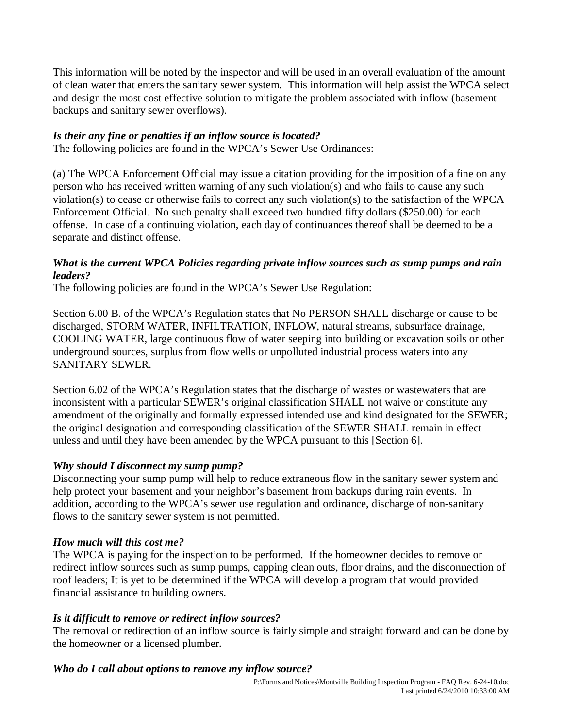This information will be noted by the inspector and will be used in an overall evaluation of the amount of clean water that enters the sanitary sewer system. This information will help assist the WPCA select and design the most cost effective solution to mitigate the problem associated with inflow (basement backups and sanitary sewer overflows).

***Is their any fine or penalties if an inflow source is located?***

The following policies are found in the WPCA's Sewer Use Ordinances:

(a) The WPCA Enforcement Official may issue a citation providing for the imposition of a fine on any person who has received written warning of any such violation(s) and who fails to cause any such violation(s) to cease or otherwise fails to correct any such violation(s) to the satisfaction of the WPCA Enforcement Official. No such penalty shall exceed two hundred fifty dollars ($250.00) for each offense. In case of a continuing violation, each day of continuances thereof shall be deemed to be a separate and distinct offense.

***What is the current WPCA Policies regarding private inflow sources such as sump pumps and rain leaders?***

The following policies are found in the WPCA's Sewer Use Regulation:

Section 6.00 B. of the WPCA's Regulation states that No PERSON SHALL discharge or cause to be discharged, STORM WATER, INFILTRATION, INFLOW, natural streams, subsurface drainage, COOLING WATER, large continuous flow of water seeping into building or excavation soils or other underground sources, surplus from flow wells or unpolluted industrial process waters into any SANITARY SEWER.

Section 6.02 of the WPCA's Regulation states that the discharge of wastes or wastewaters that are inconsistent with a particular SEWER's original classification SHALL not waive or constitute any amendment of the originally and formally expressed intended use and kind designated for the SEWER; the original designation and corresponding classification of the SEWER SHALL remain in effect unless and until they have been amended by the WPCA pursuant to this [Section 6].

***Why should I disconnect my sump pump?***

Disconnecting your sump pump will help to reduce extraneous flow in the sanitary sewer system and help protect your basement and your neighbor's basement from backups during rain events. In addition, according to the WPCA's sewer use regulation and ordinance, discharge of non-sanitary flows to the sanitary sewer system is not permitted.

***How much will this cost me?***

The WPCA is paying for the inspection to be performed. If the homeowner decides to remove or redirect inflow sources such as sump pumps, capping clean outs, floor drains, and the disconnection of roof leaders; It is yet to be determined if the WPCA will develop a program that would provided financial assistance to building owners.

***Is it difficult to remove or redirect inflow sources?***

The removal or redirection of an inflow source is fairly simple and straight forward and can be done by the homeowner or a licensed plumber.

***Who do I call about options to remove my inflow source?***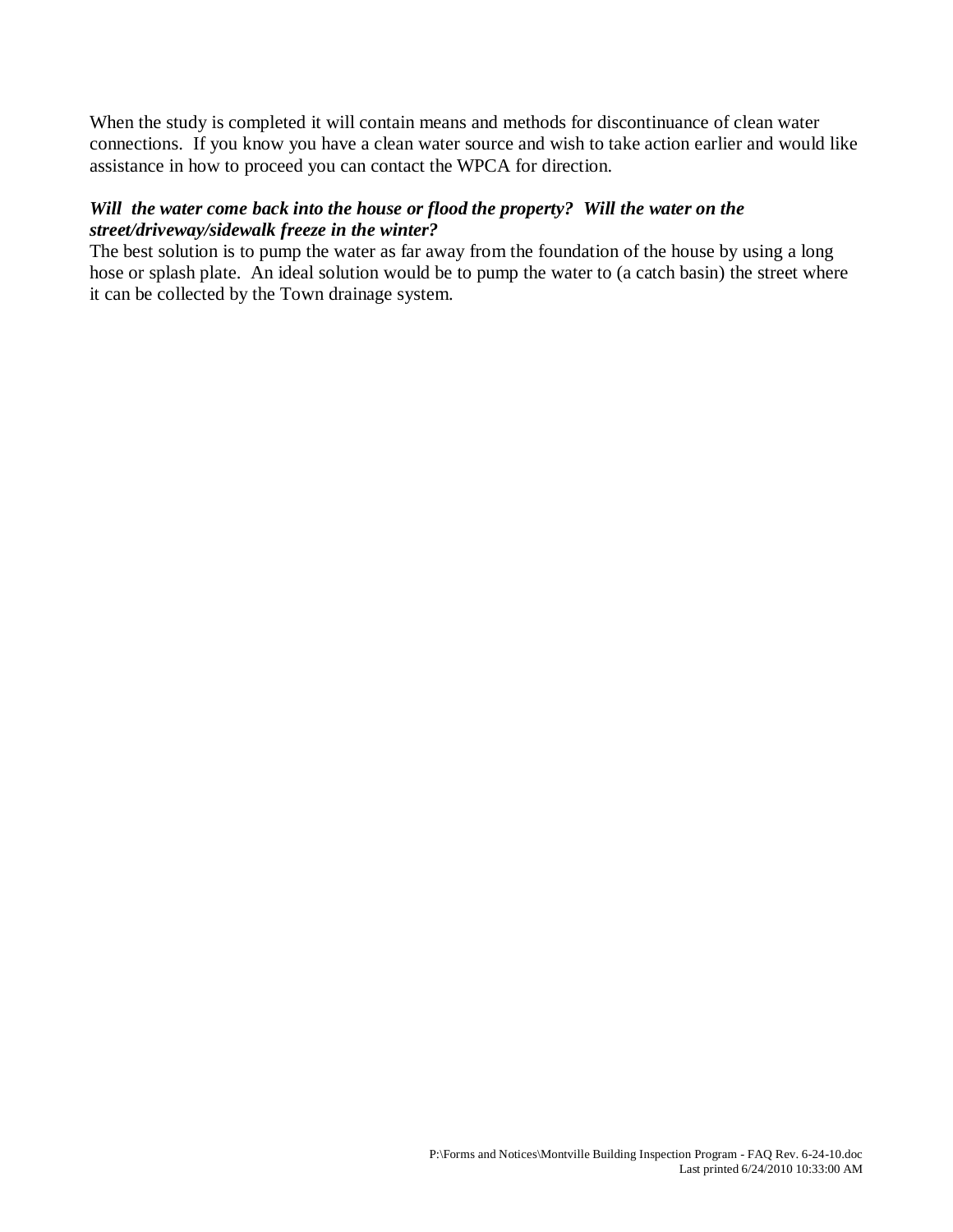When the study is completed it will contain means and methods for discontinuance of clean water connections. If you know you have a clean water source and wish to take action earlier and would like assistance in how to proceed you can contact the WPCA for direction.

***Will the water come back into the house or flood the property? Will the water on the street/driveway/sidewalk freeze in the winter?***

The best solution is to pump the water as far away from the foundation of the house by using a long hose or splash plate. An ideal solution would be to pump the water to (a catch basin) the street where it can be collected by the Town drainage system.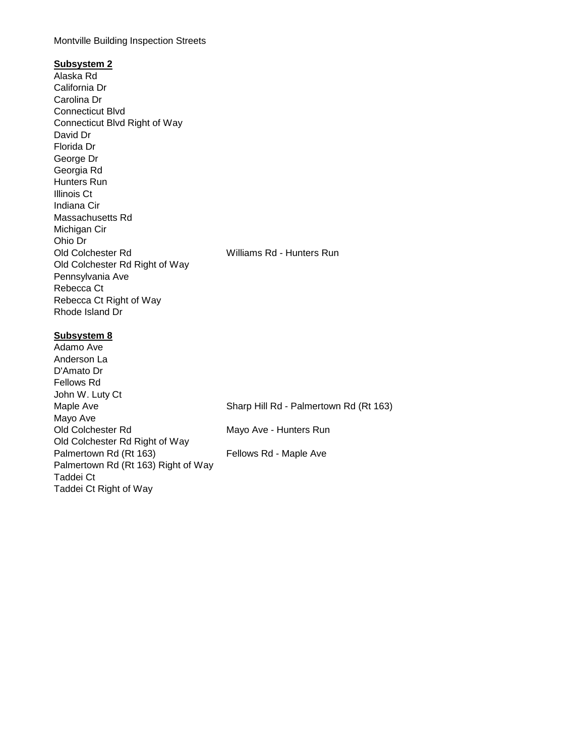Montville Building Inspection Streets

**Subsystem 2**

| | |
|---|---|
| Alaska Rd | |
| California Dr | |
| Carolina Dr | |
| Connecticut Blvd | |
| Connecticut Blvd Right of Way | |
| David Dr | |
| Florida Dr | |
| George Dr | |
| Georgia Rd | |
| Hunters Run | |
| Illinois Ct | |
| Indiana Cir | |
| Massachusetts Rd | |
| Michigan Cir | |
| Ohio Dr | |
| Old Colchester Rd | Williams Rd - Hunters Run |
| Old Colchester Rd Right of Way | |
| Pennsylvania Ave | |
| Rebecca Ct | |
| Rebecca Ct Right of Way | |
| Rhode Island Dr | |

**Subsystem 8**

| | |
|---|---|
| Adamo Ave | |
| Anderson La | |
| D'Amato Dr | |
| Fellows Rd | |
| John W. Luty Ct | |
| Maple Ave | Sharp Hill Rd - Palmertown Rd (Rt 163) |
| Mayo Ave | |
| Old Colchester Rd | Mayo Ave - Hunters Run |
| Old Colchester Rd Right of Way | |
| Palmertown Rd (Rt 163) | Fellows Rd - Maple Ave |
| Palmertown Rd (Rt 163) Right of Way | |
| Taddei Ct | |
| Taddei Ct Right of Way | |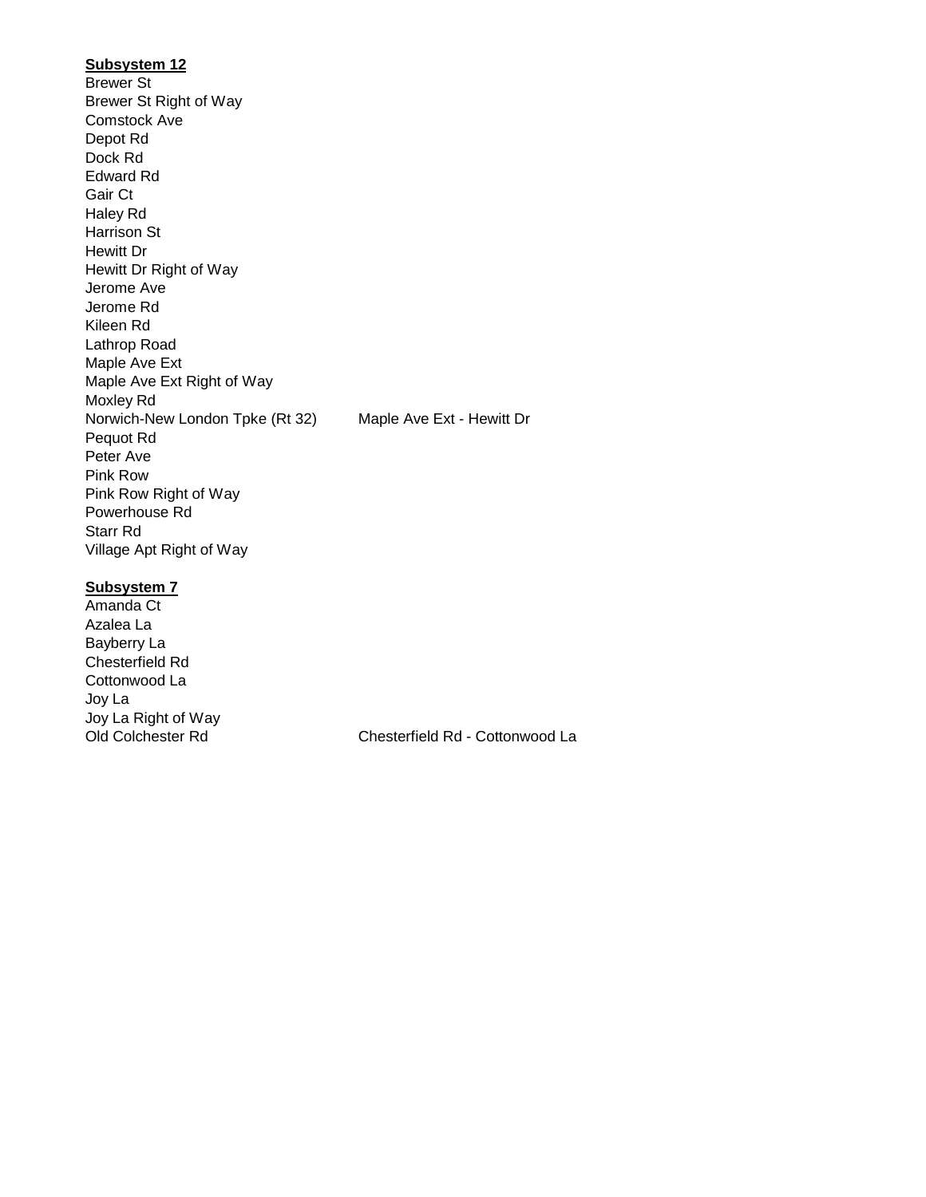**Subsystem 12**

| | |
|---|---|
| Brewer St | |
| Brewer St Right of Way | |
| Comstock Ave | |
| Depot Rd | |
| Dock Rd | |
| Edward Rd | |
| Gair Ct | |
| Haley Rd | |
| Harrison St | |
| Hewitt Dr | |
| Hewitt Dr Right of Way | |
| Jerome Ave | |
| Jerome Rd | |
| Kileen Rd | |
| Lathrop Road | |
| Maple Ave Ext | |
| Maple Ave Ext Right of Way | |
| Moxley Rd | |
| Norwich-New London Tpke (Rt 32) | Maple Ave Ext - Hewitt Dr |
| Pequot Rd | |
| Peter Ave | |
| Pink Row | |
| Pink Row Right of Way | |
| Powerhouse Rd | |
| Starr Rd | |
| Village Apt Right of Way | |

**Subsystem 7**

| | |
|---|---|
| Amanda Ct | |
| Azalea La | |
| Bayberry La | |
| Chesterfield Rd | |
| Cottonwood La | |
| Joy La | |
| Joy La Right of Way | |
| Old Colchester Rd | Chesterfield Rd - Cottonwood La |